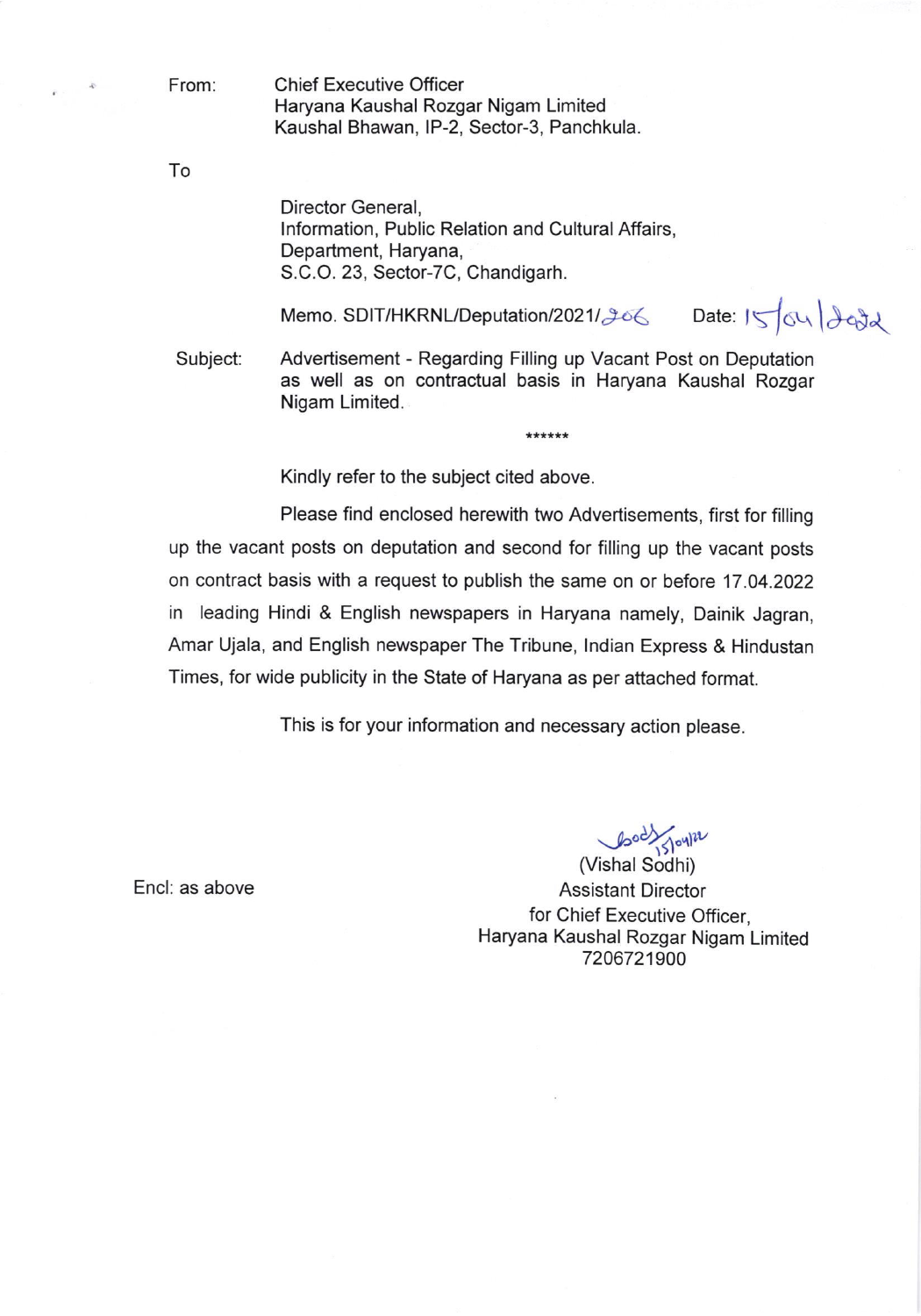From: Chief Executive Officer
Haryana Kaushal Rozgar Nigam Limited
Kaushal Bhawan, IP-2, Sector-3, Panchkula.

To

Director General,
Information, Public Relation and Cultural Affairs,
Department, Haryana,
S.C.O. 23, Sector-7C, Chandigarh.

Memo. SDIT/HKRNL/Deputation/2021/206 Date: 15/04/2022

Subject: Advertisement - Regarding Filling up Vacant Post on Deputation as well as on contractual basis in Haryana Kaushal Rozgar Nigam Limited.

******

Kindly refer to the subject cited above.

Please find enclosed herewith two Advertisements, first for filling up the vacant posts on deputation and second for filling up the vacant posts on contract basis with a request to publish the same on or before 17.04.2022 in leading Hindi & English newspapers in Haryana namely, Dainik Jagran, Amar Ujala, and English newspaper The Tribune, Indian Express & Hindustan Times, for wide publicity in the State of Haryana as per attached format.

This is for your information and necessary action please.

Sd/- 15/04/22
(Vishal Sodhi)
Assistant Director
for Chief Executive Officer,
Haryana Kaushal Rozgar Nigam Limited
7206721900

Encl: as above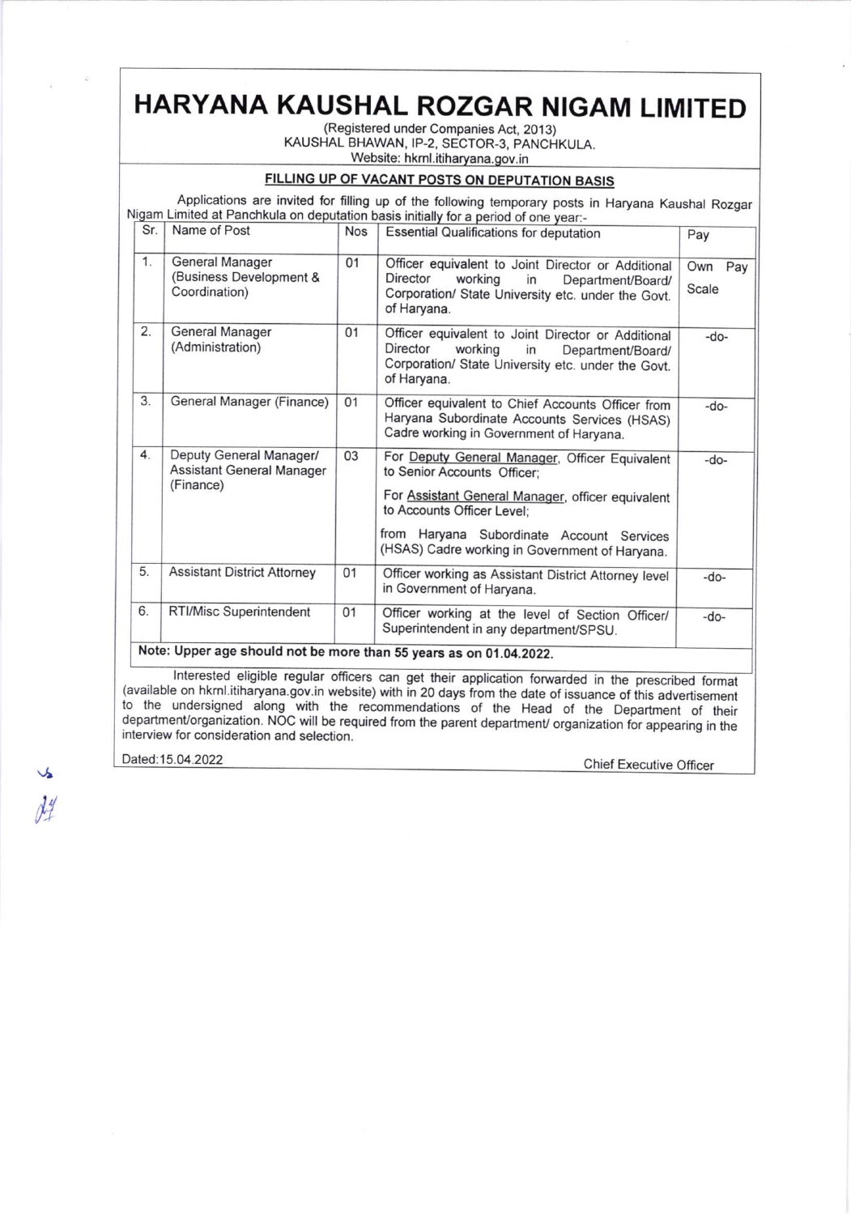# HARYANA KAUSHAL ROZGAR NIGAM LIMITED

(Registered under Companies Act, 2013)
KAUSHAL BHAWAN, IP-2, SECTOR-3, PANCHKULA.
Website: hkrnl.itiharyana.gov.in

## FILLING UP OF VACANT POSTS ON DEPUTATION BASIS

Applications are invited for filling up of the following temporary posts in Haryana Kaushal Rozgar Nigam Limited at Panchkula on deputation basis initially for a period of one year:-

| Sr. | Name of Post | Nos | Essential Qualifications for deputation | Pay |
|---|---|---|---|---|
| 1. | General Manager (Business Development & Coordination) | 01 | Officer equivalent to Joint Director or Additional Director working in Department/Board/ Corporation/ State University etc. under the Govt. of Haryana. | Own Pay Scale |
| 2. | General Manager (Administration) | 01 | Officer equivalent to Joint Director or Additional Director working in Department/Board/ Corporation/ State University etc. under the Govt. of Haryana. | -do- |
| 3. | General Manager (Finance) | 01 | Officer equivalent to Chief Accounts Officer from Haryana Subordinate Accounts Services (HSAS) Cadre working in Government of Haryana. | -do- |
| 4. | Deputy General Manager/ Assistant General Manager (Finance) | 03 | For Deputy General Manager, Officer Equivalent to Senior Accounts Officer; For Assistant General Manager, officer equivalent to Accounts Officer Level; from Haryana Subordinate Account Services (HSAS) Cadre working in Government of Haryana. | -do- |
| 5. | Assistant District Attorney | 01 | Officer working as Assistant District Attorney level in Government of Haryana. | -do- |
| 6. | RTI/Misc Superintendent | 01 | Officer working at the level of Section Officer/ Superintendent in any department/SPSU. | -do- |

**Note: Upper age should not be more than 55 years as on 01.04.2022.**

Interested eligible regular officers can get their application forwarded in the prescribed format (available on hkrnl.itiharyana.gov.in website) with in 20 days from the date of issuance of this advertisement to the undersigned along with the recommendations of the Head of the Department of their department/organization. NOC will be required from the parent department/ organization for appearing in the interview for consideration and selection.

Dated:15.04.2022

Chief Executive Officer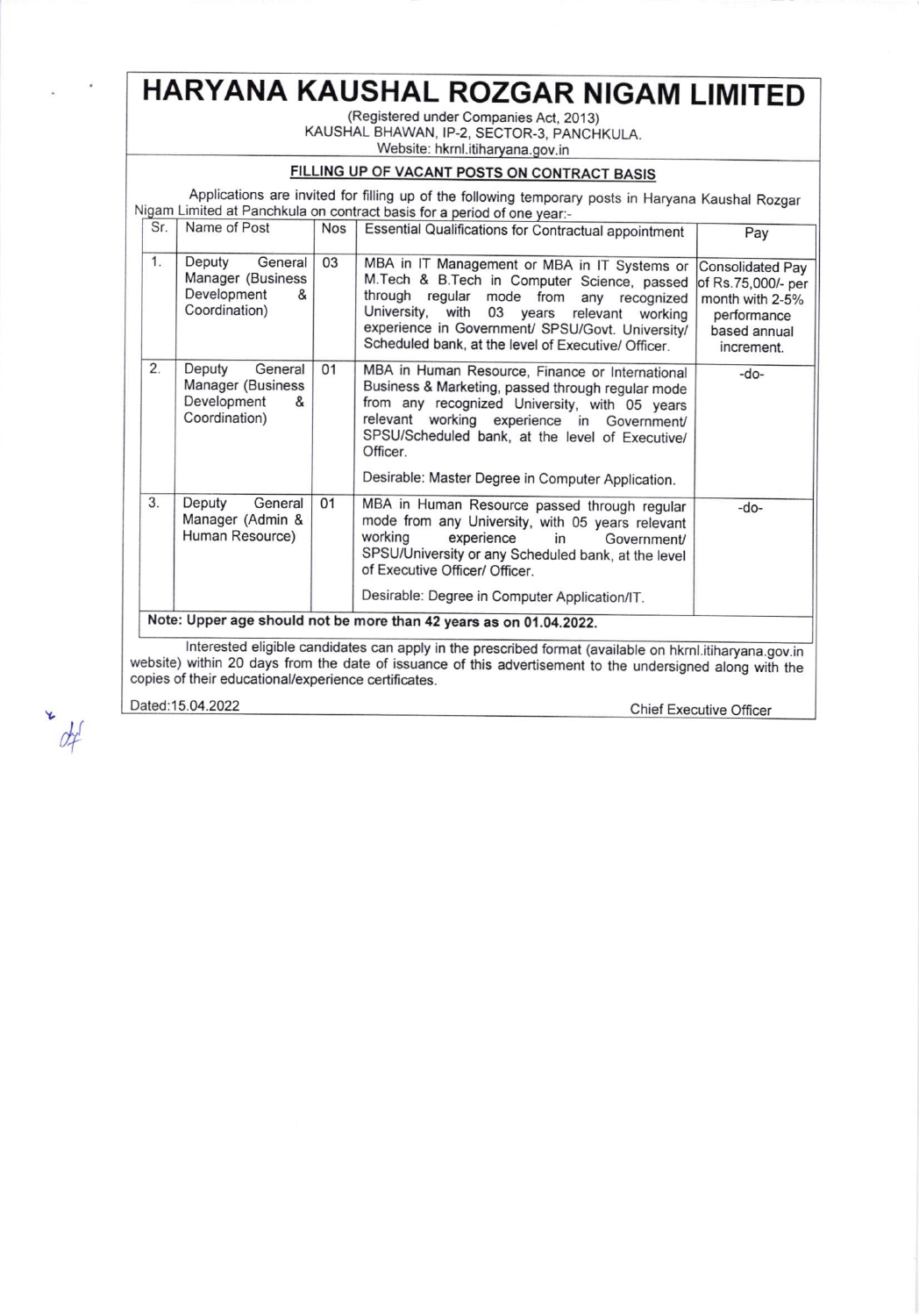# HARYANA KAUSHAL ROZGAR NIGAM LIMITED

(Registered under Companies Act, 2013)
KAUSHAL BHAWAN, IP-2, SECTOR-3, PANCHKULA.
Website: hkrnl.itiharyana.gov.in

## FILLING UP OF VACANT POSTS ON CONTRACT BASIS

Applications are invited for filling up of the following temporary posts in Haryana Kaushal Rozgar Nigam Limited at Panchkula on contract basis for a period of one year:-

| Sr. | Name of Post | Nos | Essential Qualifications for Contractual appointment | Pay |
|---|---|---|---|---|
| 1. | Deputy General Manager (Business Development & Coordination) | 03 | MBA in IT Management or MBA in IT Systems or M.Tech & B.Tech in Computer Science, passed through regular mode from any recognized University, with 03 years relevant working experience in Government/ SPSU/Govt. University/ Scheduled bank, at the level of Executive/ Officer. | Consolidated Pay of Rs.75,000/- per month with 2-5% performance based annual increment. |
| 2. | Deputy General Manager (Business Development & Coordination) | 01 | MBA in Human Resource, Finance or International Business & Marketing, passed through regular mode from any recognized University, with 05 years relevant working experience in Government/ SPSU/Scheduled bank, at the level of Executive/ Officer.<br><br>Desirable: Master Degree in Computer Application. | -do- |
| 3. | Deputy General Manager (Admin & Human Resource) | 01 | MBA in Human Resource passed through regular mode from any University, with 05 years relevant working experience in Government/ SPSU/University or any Scheduled bank, at the level of Executive Officer/ Officer.<br><br>Desirable: Degree in Computer Application/IT. | -do- |

**Note: Upper age should not be more than 42 years as on 01.04.2022.**

Interested eligible candidates can apply in the prescribed format (available on hkrnl.itiharyana.gov.in website) within 20 days from the date of issuance of this advertisement to the undersigned along with the copies of their educational/experience certificates.

Dated:15.04.2022

Chief Executive Officer